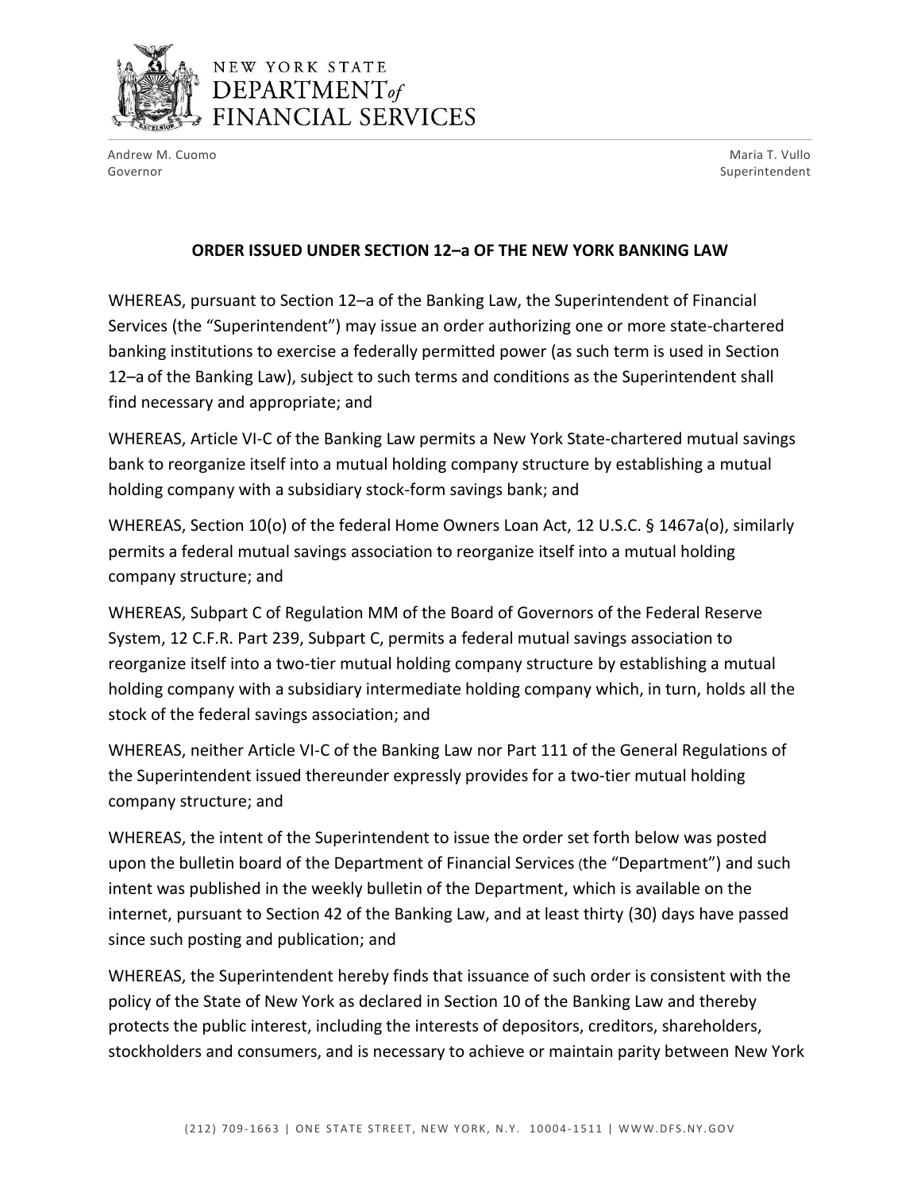NEW YORK STATE
DEPARTMENT *of* FINANCIAL SERVICES

Andrew M. Cuomo
Governor

Maria T. Vullo
Superintendent

**ORDER ISSUED UNDER SECTION 12–a OF THE NEW YORK BANKING LAW**

WHEREAS, pursuant to Section 12–a of the Banking Law, the Superintendent of Financial Services (the "Superintendent") may issue an order authorizing one or more state-chartered banking institutions to exercise a federally permitted power (as such term is used in Section 12–a of the Banking Law), subject to such terms and conditions as the Superintendent shall find necessary and appropriate; and

WHEREAS, Article VI-C of the Banking Law permits a New York State-chartered mutual savings bank to reorganize itself into a mutual holding company structure by establishing a mutual holding company with a subsidiary stock-form savings bank; and

WHEREAS, Section 10(o) of the federal Home Owners Loan Act, 12 U.S.C. § 1467a(o), similarly permits a federal mutual savings association to reorganize itself into a mutual holding company structure; and

WHEREAS, Subpart C of Regulation MM of the Board of Governors of the Federal Reserve System, 12 C.F.R. Part 239, Subpart C, permits a federal mutual savings association to reorganize itself into a two-tier mutual holding company structure by establishing a mutual holding company with a subsidiary intermediate holding company which, in turn, holds all the stock of the federal savings association; and

WHEREAS, neither Article VI-C of the Banking Law nor Part 111 of the General Regulations of the Superintendent issued thereunder expressly provides for a two-tier mutual holding company structure; and

WHEREAS, the intent of the Superintendent to issue the order set forth below was posted upon the bulletin board of the Department of Financial Services (the "Department") and such intent was published in the weekly bulletin of the Department, which is available on the internet, pursuant to Section 42 of the Banking Law, and at least thirty (30) days have passed since such posting and publication; and

WHEREAS, the Superintendent hereby finds that issuance of such order is consistent with the policy of the State of New York as declared in Section 10 of the Banking Law and thereby protects the public interest, including the interests of depositors, creditors, shareholders, stockholders and consumers, and is necessary to achieve or maintain parity between New York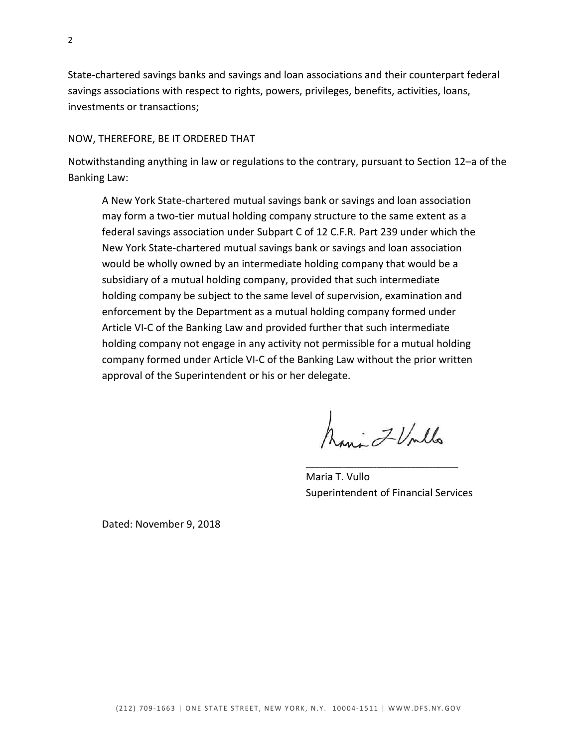State-chartered savings banks and savings and loan associations and their counterpart federal savings associations with respect to rights, powers, privileges, benefits, activities, loans, investments or transactions;

NOW, THEREFORE, BE IT ORDERED THAT

Notwithstanding anything in law or regulations to the contrary, pursuant to Section 12–a of the Banking Law:

> A New York State-chartered mutual savings bank or savings and loan association may form a two-tier mutual holding company structure to the same extent as a federal savings association under Subpart C of 12 C.F.R. Part 239 under which the New York State-chartered mutual savings bank or savings and loan association would be wholly owned by an intermediate holding company that would be a subsidiary of a mutual holding company, provided that such intermediate holding company be subject to the same level of supervision, examination and enforcement by the Department as a mutual holding company formed under Article VI-C of the Banking Law and provided further that such intermediate holding company not engage in any activity not permissible for a mutual holding company formed under Article VI-C of the Banking Law without the prior written approval of the Superintendent or his or her delegate.

Maria T. Vullo
Superintendent of Financial Services

Dated: November 9, 2018